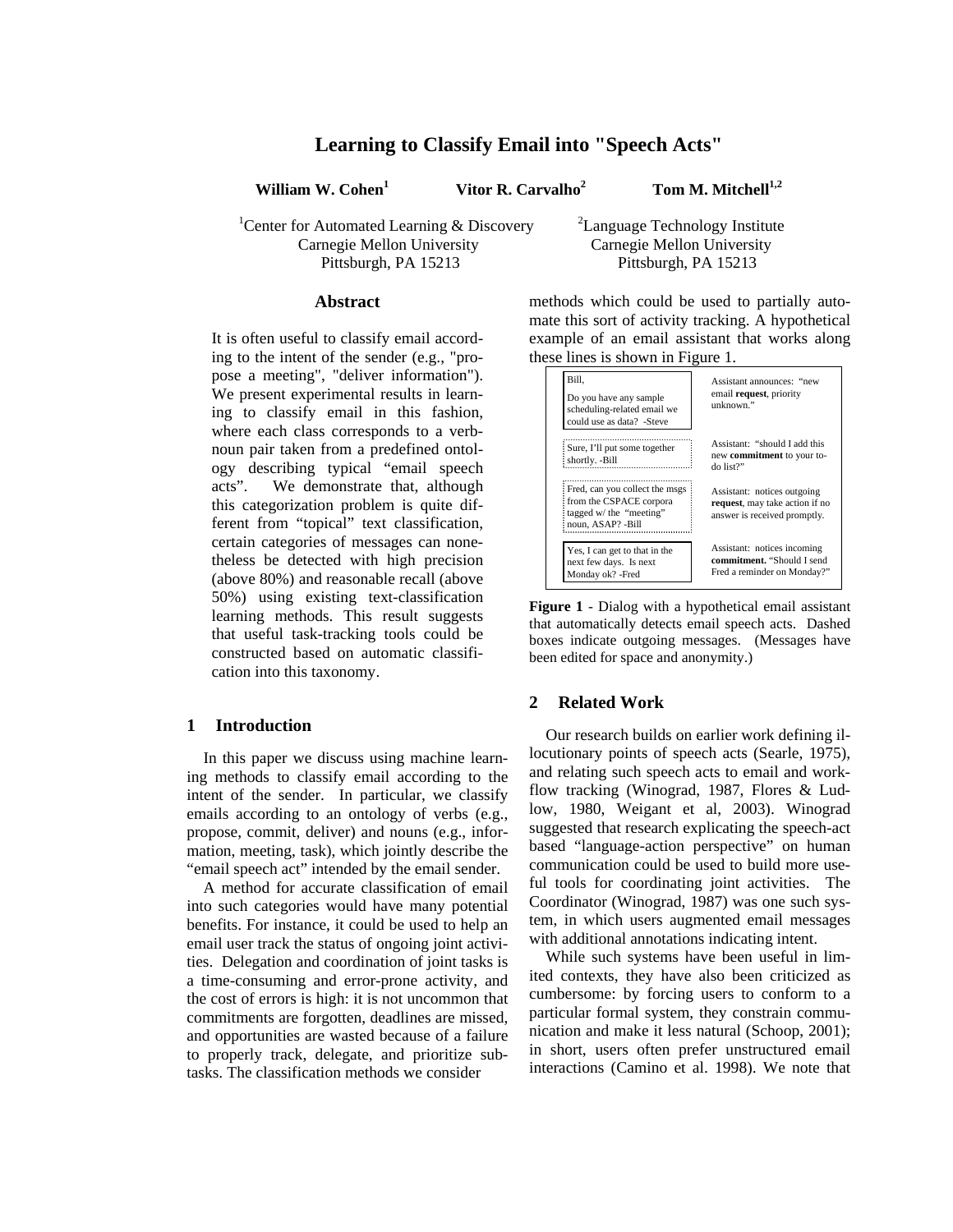# Learning to Classify Email into "Speech Acts"

**William W. Cohen**[1] **Vitor R. Carvalho**[2] **Tom M. Mitchell**[1,2]

[1]Center for Automated Learning & Discovery, Carnegie Mellon University, Pittsburgh, PA 15213

[2]Language Technology Institute, Carnegie Mellon University, Pittsburgh, PA 15213

## Abstract

It is often useful to classify email according to the intent of the sender (e.g., "propose a meeting", "deliver information"). We present experimental results in learning to classify email in this fashion, where each class corresponds to a verb-noun pair taken from a predefined ontology describing typical "email speech acts". We demonstrate that, although this categorization problem is quite different from "topical" text classification, certain categories of messages can nonetheless be detected with high precision (above 80%) and reasonable recall (above 50%) using existing text-classification learning methods. This result suggests that useful task-tracking tools could be constructed based on automatic classification into this taxonomy.

## 1 Introduction

In this paper we discuss using machine learning methods to classify email according to the intent of the sender. In particular, we classify emails according to an ontology of verbs (e.g., propose, commit, deliver) and nouns (e.g., information, meeting, task), which jointly describe the "email speech act" intended by the email sender.

A method for accurate classification of email into such categories would have many potential benefits. For instance, it could be used to help an email user track the status of ongoing joint activities. Delegation and coordination of joint tasks is a time-consuming and error-prone activity, and the cost of errors is high: it is not uncommon that commitments are forgotten, deadlines are missed, and opportunities are wasted because of a failure to properly track, delegate, and prioritize subtasks. The classification methods we consider methods which could be used to partially automate this sort of activity tracking. A hypothetical example of an email assistant that works along these lines is shown in Figure 1.

| Message | Assistant |
|---|---|
| Bill, Do you have any sample scheduling-related email we could use as data? -Steve | Assistant announces: "new email **request**, priority unknown." |
| Sure, I'll put some together shortly. -Bill | Assistant: "should I add this new **commitment** to your to-do list?" |
| Fred, can you collect the msgs from the CSPACE corpora tagged w/ the "meeting" noun, ASAP? -Bill | Assistant: notices outgoing **request**, may take action if no answer is received promptly. |
| Yes, I can get to that in the next few days. Is next Monday ok? -Fred | Assistant: notices incoming **commitment.** "Should I send Fred a reminder on Monday?" |

**Figure 1** - Dialog with a hypothetical email assistant that automatically detects email speech acts. Dashed boxes indicate outgoing messages. (Messages have been edited for space and anonymity.)

## 2 Related Work

Our research builds on earlier work defining illocutionary points of speech acts (Searle, 1975), and relating such speech acts to email and workflow tracking (Winograd, 1987, Flores & Ludlow, 1980, Weigant et al, 2003). Winograd suggested that research explicating the speech-act based "language-action perspective" on human communication could be used to build more useful tools for coordinating joint activities. The Coordinator (Winograd, 1987) was one such system, in which users augmented email messages with additional annotations indicating intent.

While such systems have been useful in limited contexts, they have also been criticized as cumbersome: by forcing users to conform to a particular formal system, they constrain communication and make it less natural (Schoop, 2001); in short, users often prefer unstructured email interactions (Camino et al. 1998). We note that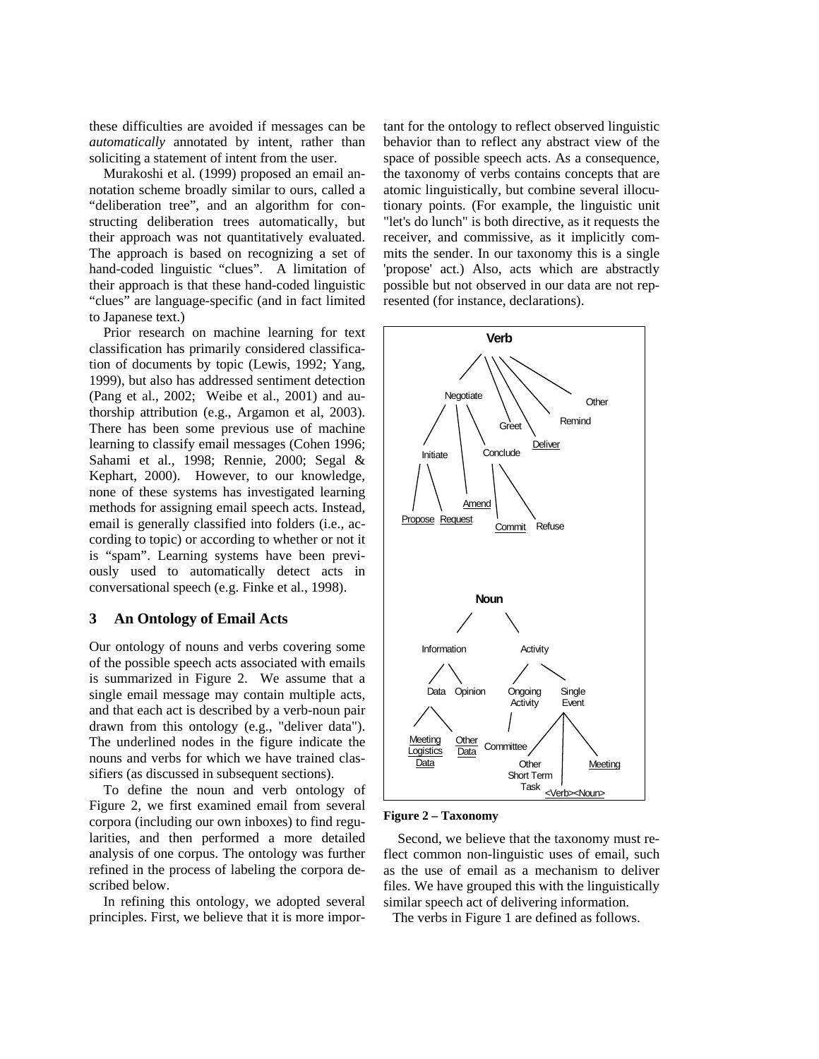these difficulties are avoided if messages can be *automatically* annotated by intent, rather than soliciting a statement of intent from the user.

Murakoshi et al. (1999) proposed an email annotation scheme broadly similar to ours, called a "deliberation tree", and an algorithm for constructing deliberation trees automatically, but their approach was not quantitatively evaluated. The approach is based on recognizing a set of hand-coded linguistic "clues". A limitation of their approach is that these hand-coded linguistic "clues" are language-specific (and in fact limited to Japanese text.)

Prior research on machine learning for text classification has primarily considered classification of documents by topic (Lewis, 1992; Yang, 1999), but also has addressed sentiment detection (Pang et al., 2002; Weibe et al., 2001) and authorship attribution (e.g., Argamon et al, 2003). There has been some previous use of machine learning to classify email messages (Cohen 1996; Sahami et al., 1998; Rennie, 2000; Segal & Kephart, 2000). However, to our knowledge, none of these systems has investigated learning methods for assigning email speech acts. Instead, email is generally classified into folders (i.e., according to topic) or according to whether or not it is "spam". Learning systems have been previously used to automatically detect acts in conversational speech (e.g. Finke et al., 1998).

## 3 An Ontology of Email Acts

Our ontology of nouns and verbs covering some of the possible speech acts associated with emails is summarized in Figure 2. We assume that a single email message may contain multiple acts, and that each act is described by a verb-noun pair drawn from this ontology (e.g., "deliver data"). The underlined nodes in the figure indicate the nouns and verbs for which we have trained classifiers (as discussed in subsequent sections).

To define the noun and verb ontology of Figure 2, we first examined email from several corpora (including our own inboxes) to find regularities, and then performed a more detailed analysis of one corpus. The ontology was further refined in the process of labeling the corpora described below.

In refining this ontology, we adopted several principles. First, we believe that it is more important for the ontology to reflect observed linguistic behavior than to reflect any abstract view of the space of possible speech acts. As a consequence, the taxonomy of verbs contains concepts that are atomic linguistically, but combine several illocutionary points. (For example, the linguistic unit "let's do lunch" is both directive, as it requests the receiver, and commissive, as it implicitly commits the sender. In our taxonomy this is a single 'propose' act.) Also, acts which are abstractly possible but not observed in our data are not represented (for instance, declarations).

**Verb**
- Negotiate
  - Initiate
    - Propose
    - Request
  - Amend
  - Conclude
    - Commit
    - Refuse
- Greet
- Deliver
- Remind
- Other

**Noun**
- Information
  - Data
    - Meeting Logistics Data
    - Other Data
  - Opinion
- Activity
  - Ongoing Activity
    - Committee
  - Single Event
    - Other Short Term Task
    - <Verb><Noun>
    - Meeting

**Figure 2 – Taxonomy**

Second, we believe that the taxonomy must reflect common non-linguistic uses of email, such as the use of email as a mechanism to deliver files. We have grouped this with the linguistically similar speech act of delivering information.

The verbs in Figure 1 are defined as follows.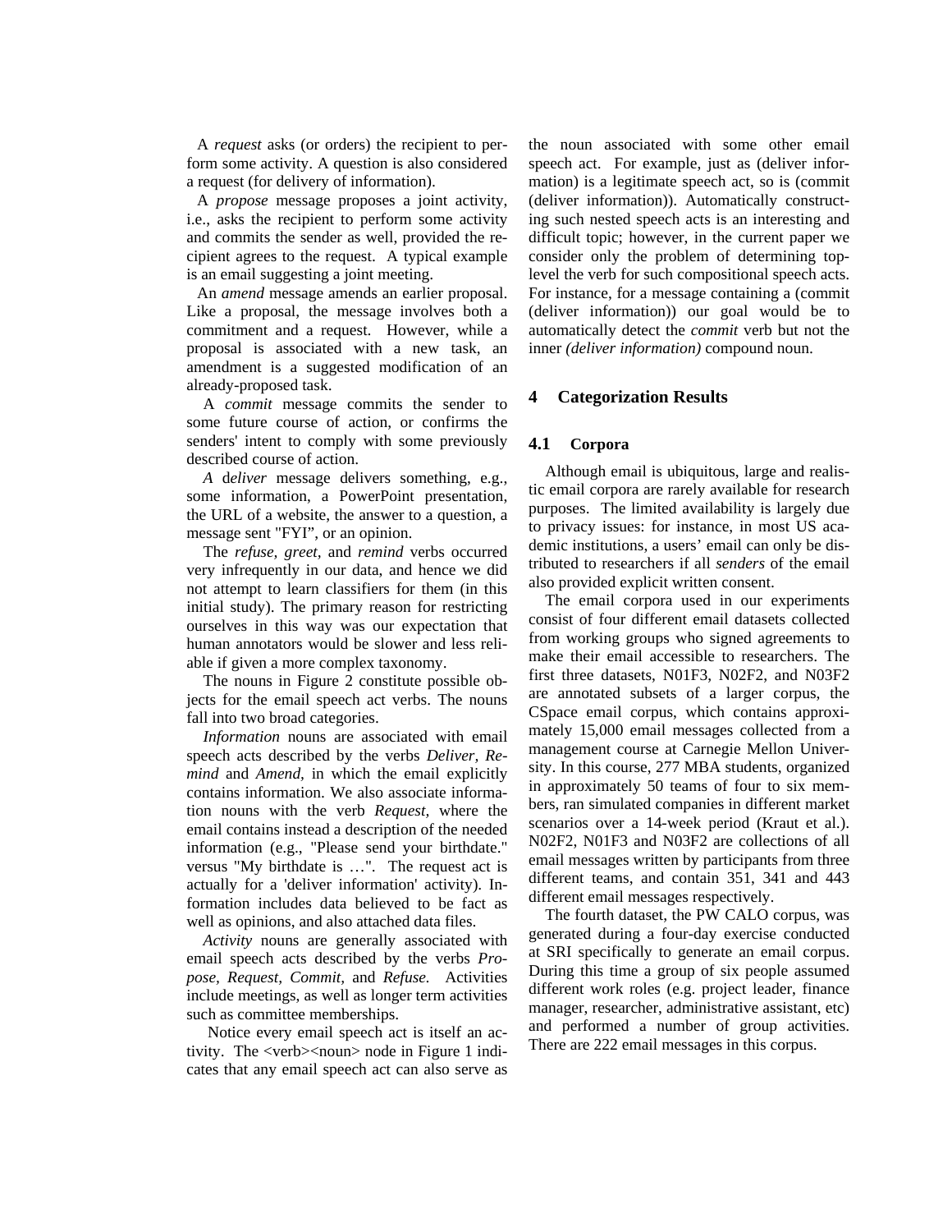A *request* asks (or orders) the recipient to perform some activity. A question is also considered a request (for delivery of information).

A *propose* message proposes a joint activity, i.e., asks the recipient to perform some activity and commits the sender as well, provided the recipient agrees to the request. A typical example is an email suggesting a joint meeting.

An *amend* message amends an earlier proposal. Like a proposal, the message involves both a commitment and a request. However, while a proposal is associated with a new task, an amendment is a suggested modification of an already-proposed task.

A *commit* message commits the sender to some future course of action, or confirms the senders' intent to comply with some previously described course of action.

*A* d*eliver* message delivers something, e.g., some information, a PowerPoint presentation, the URL of a website, the answer to a question, a message sent "FYI", or an opinion.

The *refuse, greet,* and *remind* verbs occurred very infrequently in our data, and hence we did not attempt to learn classifiers for them (in this initial study). The primary reason for restricting ourselves in this way was our expectation that human annotators would be slower and less reliable if given a more complex taxonomy.

The nouns in Figure 2 constitute possible objects for the email speech act verbs. The nouns fall into two broad categories.

*Information* nouns are associated with email speech acts described by the verbs *Deliver, Remind* and *Amend,* in which the email explicitly contains information. We also associate information nouns with the verb *Request,* where the email contains instead a description of the needed information (e.g., "Please send your birthdate." versus "My birthdate is …". The request act is actually for a 'deliver information' activity). Information includes data believed to be fact as well as opinions, and also attached data files.

*Activity* nouns are generally associated with email speech acts described by the verbs *Propose, Request, Commit,* and *Refuse.* Activities include meetings, as well as longer term activities such as committee memberships.

Notice every email speech act is itself an activity. The <verb><noun> node in Figure 1 indicates that any email speech act can also serve as the noun associated with some other email speech act. For example, just as (deliver information) is a legitimate speech act, so is (commit (deliver information)). Automatically constructing such nested speech acts is an interesting and difficult topic; however, in the current paper we consider only the problem of determining top-level the verb for such compositional speech acts. For instance, for a message containing a (commit (deliver information)) our goal would be to automatically detect the *commit* verb but not the inner *(deliver information)* compound noun.

# 4 Categorization Results

## 4.1 Corpora

Although email is ubiquitous, large and realistic email corpora are rarely available for research purposes. The limited availability is largely due to privacy issues: for instance, in most US academic institutions, a users' email can only be distributed to researchers if all *senders* of the email also provided explicit written consent.

The email corpora used in our experiments consist of four different email datasets collected from working groups who signed agreements to make their email accessible to researchers. The first three datasets, N01F3, N02F2, and N03F2 are annotated subsets of a larger corpus, the CSpace email corpus, which contains approximately 15,000 email messages collected from a management course at Carnegie Mellon University. In this course, 277 MBA students, organized in approximately 50 teams of four to six members, ran simulated companies in different market scenarios over a 14-week period (Kraut et al.). N02F2, N01F3 and N03F2 are collections of all email messages written by participants from three different teams, and contain 351, 341 and 443 different email messages respectively.

The fourth dataset, the PW CALO corpus, was generated during a four-day exercise conducted at SRI specifically to generate an email corpus. During this time a group of six people assumed different work roles (e.g. project leader, finance manager, researcher, administrative assistant, etc) and performed a number of group activities. There are 222 email messages in this corpus.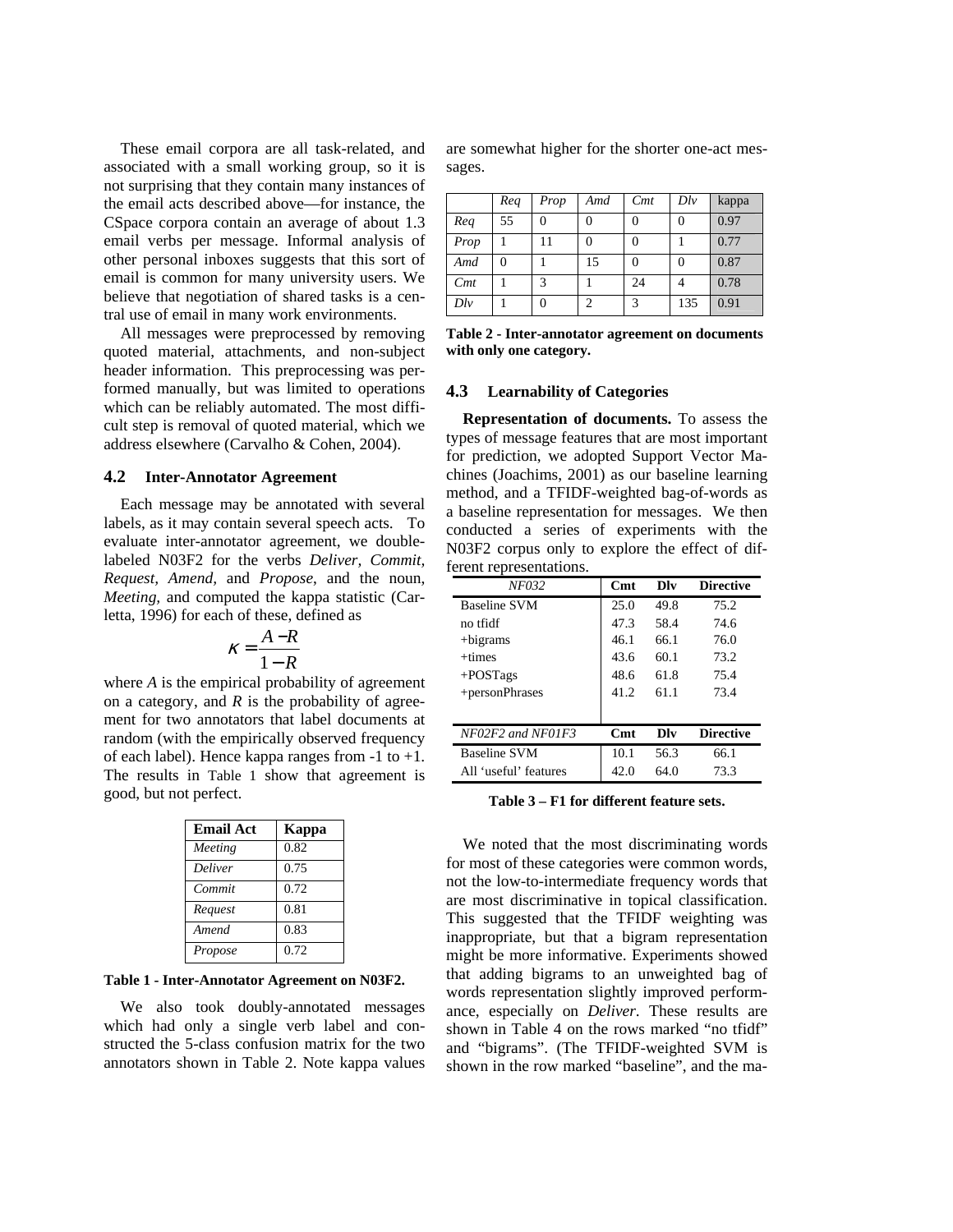These email corpora are all task-related, and associated with a small working group, so it is not surprising that they contain many instances of the email acts described above—for instance, the CSpace corpora contain an average of about 1.3 email verbs per message. Informal analysis of other personal inboxes suggests that this sort of email is common for many university users. We believe that negotiation of shared tasks is a central use of email in many work environments.

All messages were preprocessed by removing quoted material, attachments, and non-subject header information. This preprocessing was performed manually, but was limited to operations which can be reliably automated. The most difficult step is removal of quoted material, which we address elsewhere (Carvalho & Cohen, 2004).

### 4.2 Inter-Annotator Agreement

Each message may be annotated with several labels, as it may contain several speech acts. To evaluate inter-annotator agreement, we double-labeled N03F2 for the verbs *Deliver, Commit, Request, Amend,* and *Propose*, and the noun, *Meeting*, and computed the kappa statistic (Carletta, 1996) for each of these, defined as

$$\kappa = \frac{A - R}{1 - R}$$

where *A* is the empirical probability of agreement on a category, and *R* is the probability of agreement for two annotators that label documents at random (with the empirically observed frequency of each label). Hence kappa ranges from -1 to +1. The results in Table 1 show that agreement is good, but not perfect.

| Email Act | Kappa |
|---|---|
| *Meeting* | 0.82 |
| *Deliver* | 0.75 |
| *Commit* | 0.72 |
| *Request* | 0.81 |
| *Amend* | 0.83 |
| *Propose* | 0.72 |

**Table 1 - Inter-Annotator Agreement on N03F2.**

We also took doubly-annotated messages which had only a single verb label and constructed the 5-class confusion matrix for the two annotators shown in Table 2. Note kappa values are somewhat higher for the shorter one-act messages.

| | *Req* | *Prop* | *Amd* | *Cmt* | *Dlv* | kappa |
|---|---|---|---|---|---|---|
| *Req* | 55 | 0 | 0 | 0 | 0 | 0.97 |
| *Prop* | 1 | 11 | 0 | 0 | 1 | 0.77 |
| *Amd* | 0 | 1 | 15 | 0 | 0 | 0.87 |
| *Cmt* | 1 | 3 | 1 | 24 | 4 | 0.78 |
| *Dlv* | 1 | 0 | 2 | 3 | 135 | 0.91 |

**Table 2 - Inter-annotator agreement on documents with only one category.**

### 4.3 Learnability of Categories

**Representation of documents.** To assess the types of message features that are most important for prediction, we adopted Support Vector Machines (Joachims, 2001) as our baseline learning method, and a TFIDF-weighted bag-of-words as a baseline representation for messages. We then conducted a series of experiments with the N03F2 corpus only to explore the effect of different representations.

| *NF032* | Cmt | Dlv | Directive |
|---|---|---|---|
| Baseline SVM | 25.0 | 49.8 | 75.2 |
| no tfidf | 47.3 | 58.4 | 74.6 |
| +bigrams | 46.1 | 66.1 | 76.0 |
| +times | 43.6 | 60.1 | 73.2 |
| +POSTags | 48.6 | 61.8 | 75.4 |
| +personPhrases | 41.2 | 61.1 | 73.4 |
| | | | |
| ***NF02F2 and NF01F3*** | **Cmt** | **Dlv** | **Directive** |
| Baseline SVM | 10.1 | 56.3 | 66.1 |
| All 'useful' features | 42.0 | 64.0 | 73.3 |

**Table 3 – F1 for different feature sets.**

We noted that the most discriminating words for most of these categories were common words, not the low-to-intermediate frequency words that are most discriminative in topical classification. This suggested that the TFIDF weighting was inappropriate, but that a bigram representation might be more informative. Experiments showed that adding bigrams to an unweighted bag of words representation slightly improved performance, especially on *Deliver*. These results are shown in Table 4 on the rows marked "no tfidf" and "bigrams". (The TFIDF-weighted SVM is shown in the row marked "baseline", and the ma-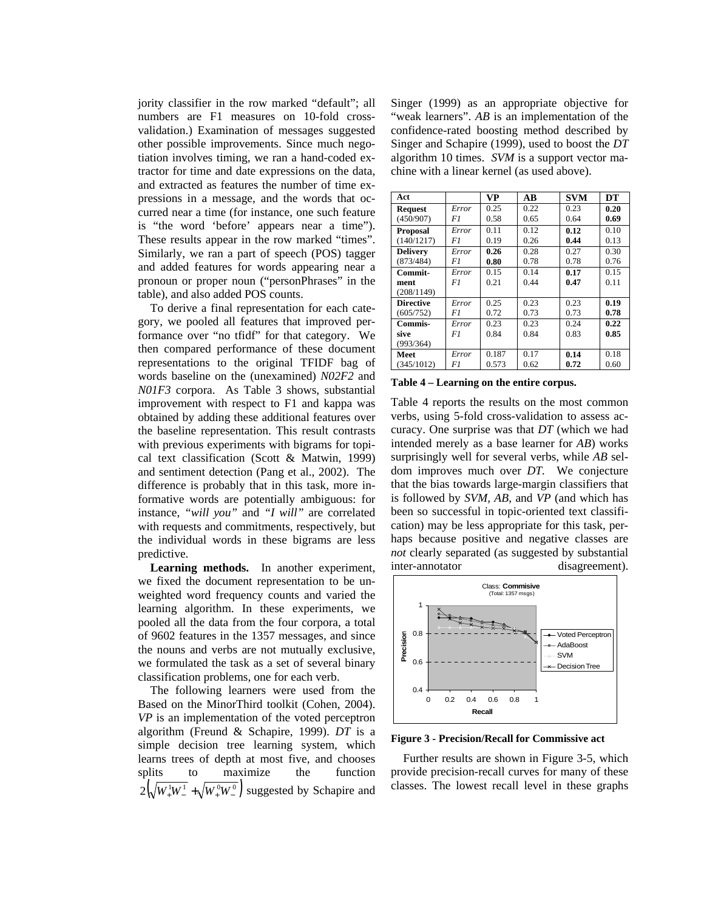jority classifier in the row marked "default"; all numbers are F1 measures on 10-fold cross-validation.) Examination of messages suggested other possible improvements. Since much negotiation involves timing, we ran a hand-coded extractor for time and date expressions on the data, and extracted as features the number of time expressions in a message, and the words that occurred near a time (for instance, one such feature is "the word 'before' appears near a time"). These results appear in the row marked "times". Similarly, we ran a part of speech (POS) tagger and added features for words appearing near a pronoun or proper noun ("personPhrases" in the table), and also added POS counts.

To derive a final representation for each category, we pooled all features that improved performance over "no tfidf" for that category. We then compared performance of these document representations to the original TFIDF bag of words baseline on the (unexamined) *N02F2* and *N01F3* corpora. As Table 3 shows, substantial improvement with respect to F1 and kappa was obtained by adding these additional features over the baseline representation. This result contrasts with previous experiments with bigrams for topical text classification (Scott & Matwin, 1999) and sentiment detection (Pang et al., 2002). The difference is probably that in this task, more informative words are potentially ambiguous: for instance, *"will you"* and *"I will"* are correlated with requests and commitments, respectively, but the individual words in these bigrams are less predictive.

**Learning methods.** In another experiment, we fixed the document representation to be unweighted word frequency counts and varied the learning algorithm. In these experiments, we pooled all the data from the four corpora, a total of 9602 features in the 1357 messages, and since the nouns and verbs are not mutually exclusive, we formulated the task as a set of several binary classification problems, one for each verb.

The following learners were used from the Based on the MinorThird toolkit (Cohen, 2004). *VP* is an implementation of the voted perceptron algorithm (Freund & Schapire, 1999). *DT* is a simple decision tree learning system, which learns trees of depth at most five, and chooses splits to maximize the function $2\left(\sqrt{W_+^1 W_-^1} + \sqrt{W_+^0 W_-^0}\right)$ suggested by Schapire and Singer (1999) as an appropriate objective for "weak learners". *AB* is an implementation of the confidence-rated boosting method described by Singer and Schapire (1999), used to boost the *DT* algorithm 10 times. *SVM* is a support vector machine with a linear kernel (as used above).

| Act | | VP | AB | SVM | DT |
|---|---|---|---|---|---|
| **Request** | *Error* | 0.25 | 0.22 | 0.23 | **0.20** |
| (450/907) | *F1* | 0.58 | 0.65 | 0.64 | **0.69** |
| **Proposal** | *Error* | 0.11 | 0.12 | **0.12** | 0.10 |
| (140/1217) | *F1* | 0.19 | 0.26 | **0.44** | 0.13 |
| **Delivery** | *Error* | **0.26** | 0.28 | 0.27 | 0.30 |
| (873/484) | *F1* | **0.80** | 0.78 | 0.78 | 0.76 |
| **Commitment** | *Error* | 0.15 | 0.14 | **0.17** | 0.15 |
| (208/1149) | *F1* | 0.21 | 0.44 | **0.47** | 0.11 |
| **Directive** | *Error* | 0.25 | 0.23 | 0.23 | **0.19** |
| (605/752) | *F1* | 0.72 | 0.73 | 0.73 | **0.78** |
| **Commissive** | *Error* | 0.23 | 0.23 | 0.24 | **0.22** |
| (993/364) | *F1* | 0.84 | 0.84 | 0.83 | **0.85** |
| **Meet** | *Error* | 0.187 | 0.17 | **0.14** | 0.18 |
| (345/1012) | *F1* | 0.573 | 0.62 | **0.72** | 0.60 |

**Table 4 – Learning on the entire corpus.**

Table 4 reports the results on the most common verbs, using 5-fold cross-validation to assess accuracy. One surprise was that *DT* (which we had intended merely as a base learner for *AB*) works surprisingly well for several verbs, while *AB* seldom improves much over *DT*. We conjecture that the bias towards large-margin classifiers that is followed by *SVM*, *AB*, and *VP* (and which has been so successful in topic-oriented text classification) may be less appropriate for this task, perhaps because positive and negative classes are *not* clearly separated (as suggested by substantial inter-annotator disagreement).

**Figure 3 - Precision/Recall for Commissive act**

Further results are shown in Figure 3-5, which provide precision-recall curves for many of these classes. The lowest recall level in these graphs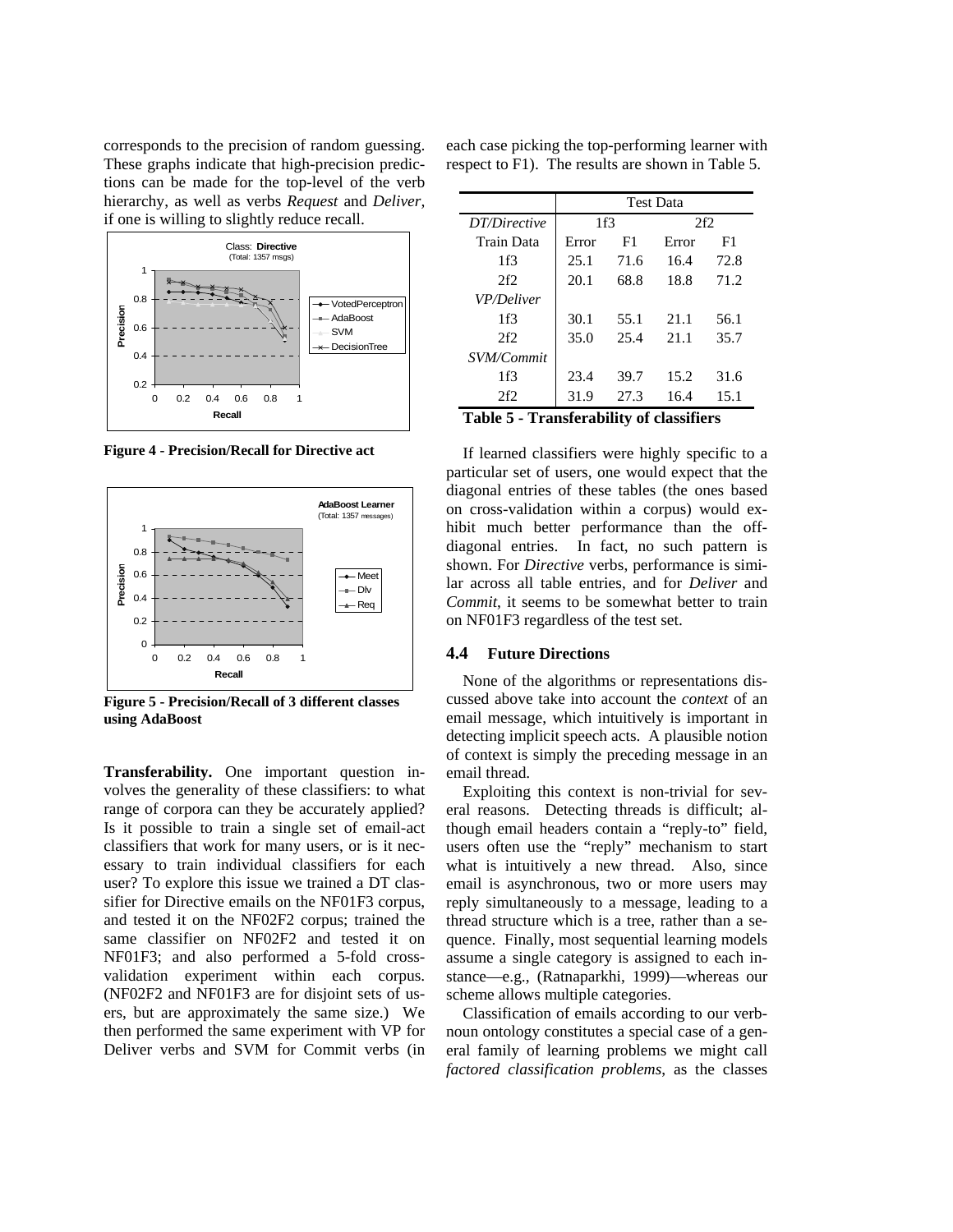corresponds to the precision of random guessing. These graphs indicate that high-precision predictions can be made for the top-level of the verb hierarchy, as well as verbs *Request* and *Deliver*, if one is willing to slightly reduce recall.

**Figure 4 - Precision/Recall for Directive act**

**Figure 5 - Precision/Recall of 3 different classes using AdaBoost**

**Transferability.** One important question involves the generality of these classifiers: to what range of corpora can they be accurately applied? Is it possible to train a single set of email-act classifiers that work for many users, or is it necessary to train individual classifiers for each user? To explore this issue we trained a DT classifier for Directive emails on the NF01F3 corpus, and tested it on the NF02F2 corpus; trained the same classifier on NF02F2 and tested it on NF01F3; and also performed a 5-fold cross-validation experiment within each corpus. (NF02F2 and NF01F3 are for disjoint sets of users, but are approximately the same size.) We then performed the same experiment with VP for Deliver verbs and SVM for Commit verbs (in each case picking the top-performing learner with respect to F1). The results are shown in Table 5.

| | Test Data | | | |
|---|---|---|---|---|
| *DT/Directive* | 1f3 | | 2f2 | |
| Train Data | Error | F1 | Error | F1 |
| 1f3 | 25.1 | 71.6 | 16.4 | 72.8 |
| 2f2 | 20.1 | 68.8 | 18.8 | 71.2 |
| *VP/Deliver* | | | | |
| 1f3 | 30.1 | 55.1 | 21.1 | 56.1 |
| 2f2 | 35.0 | 25.4 | 21.1 | 35.7 |
| *SVM/Commit* | | | | |
| 1f3 | 23.4 | 39.7 | 15.2 | 31.6 |
| 2f2 | 31.9 | 27.3 | 16.4 | 15.1 |

**Table 5 - Transferability of classifiers**

If learned classifiers were highly specific to a particular set of users, one would expect that the diagonal entries of these tables (the ones based on cross-validation within a corpus) would exhibit much better performance than the off-diagonal entries. In fact, no such pattern is shown. For *Directive* verbs, performance is similar across all table entries, and for *Deliver* and *Commit*, it seems to be somewhat better to train on NF01F3 regardless of the test set.

### 4.4 Future Directions

None of the algorithms or representations discussed above take into account the *context* of an email message, which intuitively is important in detecting implicit speech acts. A plausible notion of context is simply the preceding message in an email thread.

Exploiting this context is non-trivial for several reasons. Detecting threads is difficult; although email headers contain a "reply-to" field, users often use the "reply" mechanism to start what is intuitively a new thread. Also, since email is asynchronous, two or more users may reply simultaneously to a message, leading to a thread structure which is a tree, rather than a sequence. Finally, most sequential learning models assume a single category is assigned to each instance—e.g., (Ratnaparkhi, 1999)—whereas our scheme allows multiple categories.

Classification of emails according to our verb-noun ontology constitutes a special case of a general family of learning problems we might call *factored classification problems*, as the classes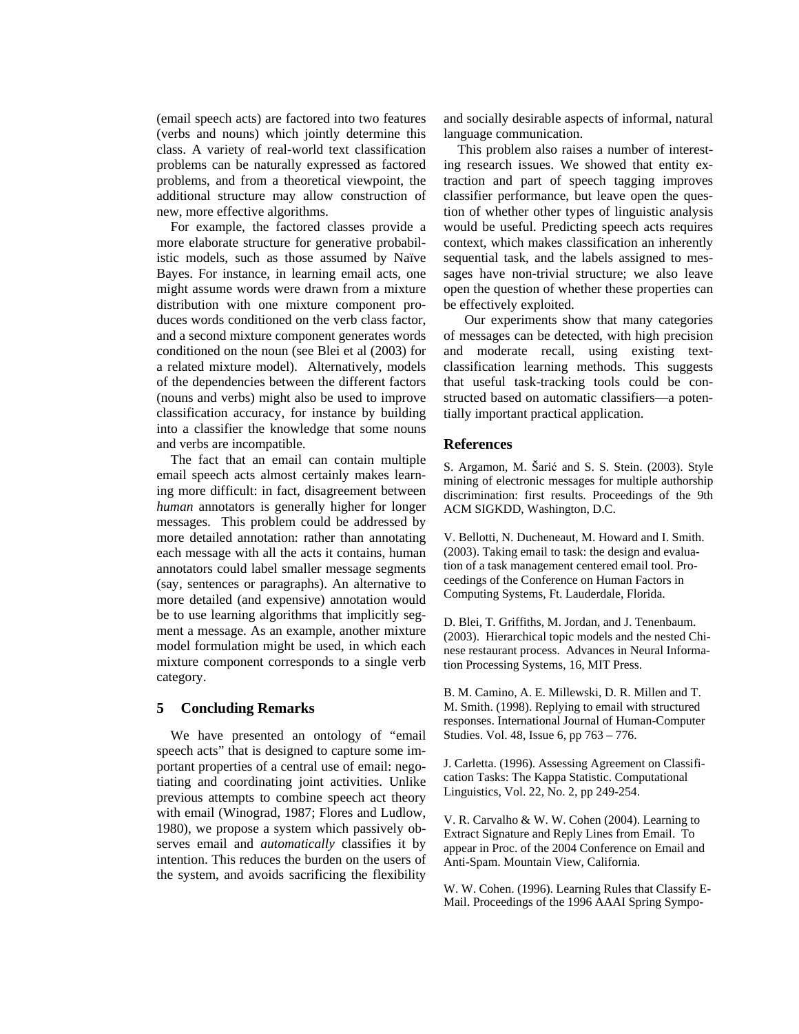(email speech acts) are factored into two features (verbs and nouns) which jointly determine this class. A variety of real-world text classification problems can be naturally expressed as factored problems, and from a theoretical viewpoint, the additional structure may allow construction of new, more effective algorithms.

For example, the factored classes provide a more elaborate structure for generative probabilistic models, such as those assumed by Naïve Bayes. For instance, in learning email acts, one might assume words were drawn from a mixture distribution with one mixture component produces words conditioned on the verb class factor, and a second mixture component generates words conditioned on the noun (see Blei et al (2003) for a related mixture model). Alternatively, models of the dependencies between the different factors (nouns and verbs) might also be used to improve classification accuracy, for instance by building into a classifier the knowledge that some nouns and verbs are incompatible.

The fact that an email can contain multiple email speech acts almost certainly makes learning more difficult: in fact, disagreement between *human* annotators is generally higher for longer messages. This problem could be addressed by more detailed annotation: rather than annotating each message with all the acts it contains, human annotators could label smaller message segments (say, sentences or paragraphs). An alternative to more detailed (and expensive) annotation would be to use learning algorithms that implicitly segment a message. As an example, another mixture model formulation might be used, in which each mixture component corresponds to a single verb category.

## 5 Concluding Remarks

We have presented an ontology of "email speech acts" that is designed to capture some important properties of a central use of email: negotiating and coordinating joint activities. Unlike previous attempts to combine speech act theory with email (Winograd, 1987; Flores and Ludlow, 1980), we propose a system which passively observes email and *automatically* classifies it by intention. This reduces the burden on the users of the system, and avoids sacrificing the flexibility and socially desirable aspects of informal, natural language communication.

This problem also raises a number of interesting research issues. We showed that entity extraction and part of speech tagging improves classifier performance, but leave open the question of whether other types of linguistic analysis would be useful. Predicting speech acts requires context, which makes classification an inherently sequential task, and the labels assigned to messages have non-trivial structure; we also leave open the question of whether these properties can be effectively exploited.

Our experiments show that many categories of messages can be detected, with high precision and moderate recall, using existing text-classification learning methods. This suggests that useful task-tracking tools could be constructed based on automatic classifiers—a potentially important practical application.

## References

S. Argamon, M. Šarić and S. S. Stein. (2003). Style mining of electronic messages for multiple authorship discrimination: first results. Proceedings of the 9th ACM SIGKDD, Washington, D.C.

V. Bellotti, N. Ducheneaut, M. Howard and I. Smith. (2003). Taking email to task: the design and evaluation of a task management centered email tool. Proceedings of the Conference on Human Factors in Computing Systems, Ft. Lauderdale, Florida.

D. Blei, T. Griffiths, M. Jordan, and J. Tenenbaum. (2003). Hierarchical topic models and the nested Chinese restaurant process. Advances in Neural Information Processing Systems, 16, MIT Press.

B. M. Camino, A. E. Millewski, D. R. Millen and T. M. Smith. (1998). Replying to email with structured responses. International Journal of Human-Computer Studies. Vol. 48, Issue 6, pp 763 – 776.

J. Carletta. (1996). Assessing Agreement on Classification Tasks: The Kappa Statistic. Computational Linguistics, Vol. 22, No. 2, pp 249-254.

V. R. Carvalho & W. W. Cohen (2004). Learning to Extract Signature and Reply Lines from Email. To appear in Proc. of the 2004 Conference on Email and Anti-Spam. Mountain View, California.

W. W. Cohen. (1996). Learning Rules that Classify E-Mail. Proceedings of the 1996 AAAI Spring Sympo-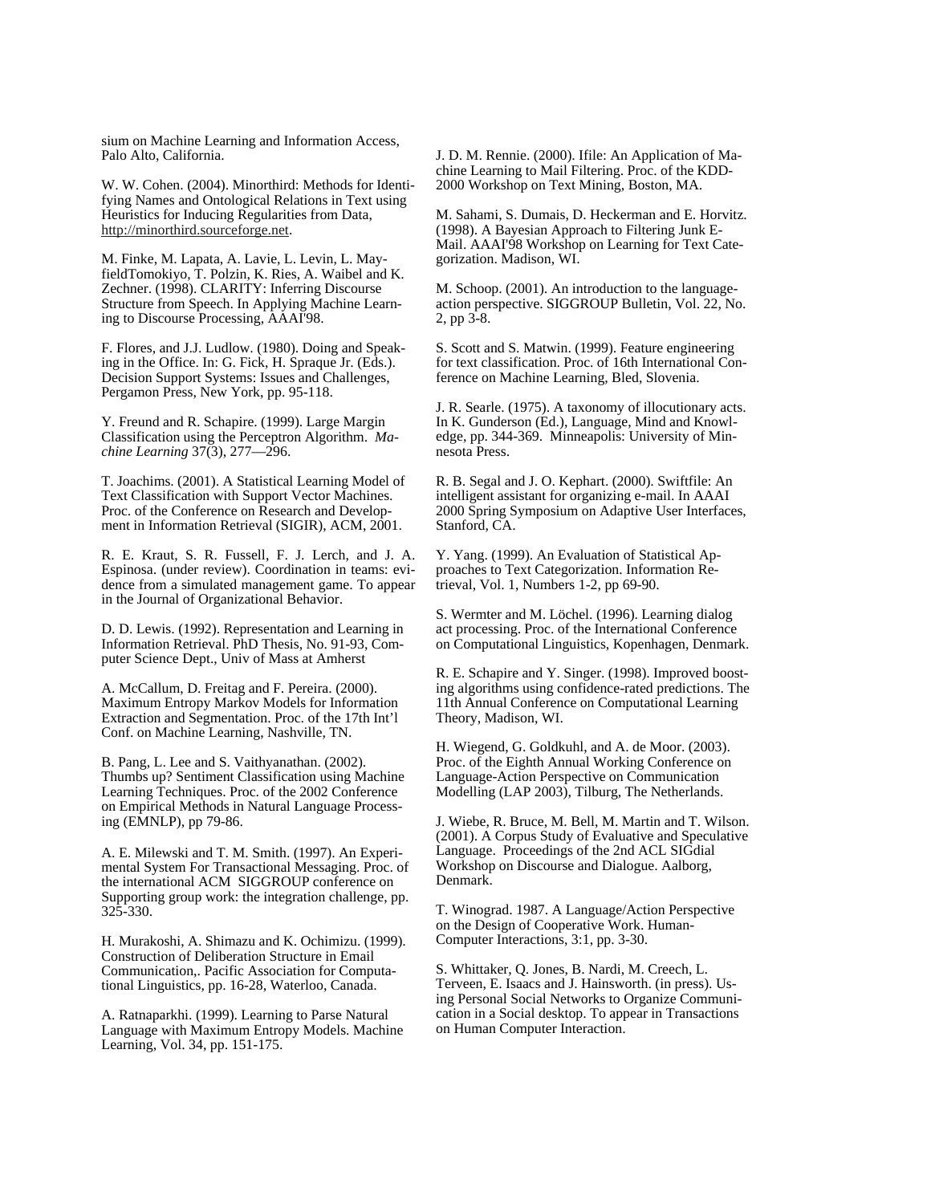sium on Machine Learning and Information Access, Palo Alto, California.

W. W. Cohen. (2004). Minorthird: Methods for Identifying Names and Ontological Relations in Text using Heuristics for Inducing Regularities from Data, http://minorthird.sourceforge.net.

M. Finke, M. Lapata, A. Lavie, L. Levin, L. MayfieldTomokiyo, T. Polzin, K. Ries, A. Waibel and K. Zechner. (1998). CLARITY: Inferring Discourse Structure from Speech. In Applying Machine Learning to Discourse Processing, AAAI'98.

F. Flores, and J.J. Ludlow. (1980). Doing and Speaking in the Office. In: G. Fick, H. Sprague Jr. (Eds.). Decision Support Systems: Issues and Challenges, Pergamon Press, New York, pp. 95-118.

Y. Freund and R. Schapire. (1999). Large Margin Classification using the Perceptron Algorithm. *Machine Learning* 37(3), 277—296.

T. Joachims. (2001). A Statistical Learning Model of Text Classification with Support Vector Machines. Proc. of the Conference on Research and Development in Information Retrieval (SIGIR), ACM, 2001.

R. E. Kraut, S. R. Fussell, F. J. Lerch, and J. A. Espinosa. (under review). Coordination in teams: evidence from a simulated management game. To appear in the Journal of Organizational Behavior.

D. D. Lewis. (1992). Representation and Learning in Information Retrieval. PhD Thesis, No. 91-93, Computer Science Dept., Univ of Mass at Amherst

A. McCallum, D. Freitag and F. Pereira. (2000). Maximum Entropy Markov Models for Information Extraction and Segmentation. Proc. of the 17th Int'l Conf. on Machine Learning, Nashville, TN.

B. Pang, L. Lee and S. Vaithyanathan. (2002). Thumbs up? Sentiment Classification using Machine Learning Techniques. Proc. of the 2002 Conference on Empirical Methods in Natural Language Processing (EMNLP), pp 79-86.

A. E. Milewski and T. M. Smith. (1997). An Experimental System For Transactional Messaging. Proc. of the international ACM SIGGROUP conference on Supporting group work: the integration challenge, pp. 325-330.

H. Murakoshi, A. Shimazu and K. Ochimizu. (1999). Construction of Deliberation Structure in Email Communication,. Pacific Association for Computational Linguistics, pp. 16-28, Waterloo, Canada.

A. Ratnaparkhi. (1999). Learning to Parse Natural Language with Maximum Entropy Models. Machine Learning, Vol. 34, pp. 151-175.

J. D. M. Rennie. (2000). Ifile: An Application of Machine Learning to Mail Filtering. Proc. of the KDD-2000 Workshop on Text Mining, Boston, MA.

M. Sahami, S. Dumais, D. Heckerman and E. Horvitz. (1998). A Bayesian Approach to Filtering Junk E-Mail. AAAI'98 Workshop on Learning for Text Categorization. Madison, WI.

M. Schoop. (2001). An introduction to the language-action perspective. SIGGROUP Bulletin, Vol. 22, No. 2, pp 3-8.

S. Scott and S. Matwin. (1999). Feature engineering for text classification. Proc. of 16th International Conference on Machine Learning, Bled, Slovenia.

J. R. Searle. (1975). A taxonomy of illocutionary acts. In K. Gunderson (Ed.), Language, Mind and Knowledge, pp. 344-369. Minneapolis: University of Minnesota Press.

R. B. Segal and J. O. Kephart. (2000). Swiftfile: An intelligent assistant for organizing e-mail. In AAAI 2000 Spring Symposium on Adaptive User Interfaces, Stanford, CA.

Y. Yang. (1999). An Evaluation of Statistical Approaches to Text Categorization. Information Retrieval, Vol. 1, Numbers 1-2, pp 69-90.

S. Wermter and M. Löchel. (1996). Learning dialog act processing. Proc. of the International Conference on Computational Linguistics, Kopenhagen, Denmark.

R. E. Schapire and Y. Singer. (1998). Improved boosting algorithms using confidence-rated predictions. The 11th Annual Conference on Computational Learning Theory, Madison, WI.

H. Wiegend, G. Goldkuhl, and A. de Moor. (2003). Proc. of the Eighth Annual Working Conference on Language-Action Perspective on Communication Modelling (LAP 2003), Tilburg, The Netherlands.

J. Wiebe, R. Bruce, M. Bell, M. Martin and T. Wilson. (2001). A Corpus Study of Evaluative and Speculative Language. Proceedings of the 2nd ACL SIGdial Workshop on Discourse and Dialogue. Aalborg, Denmark.

T. Winograd. 1987. A Language/Action Perspective on the Design of Cooperative Work. Human-Computer Interactions, 3:1, pp. 3-30.

S. Whittaker, Q. Jones, B. Nardi, M. Creech, L. Terveen, E. Isaacs and J. Hainsworth. (in press). Using Personal Social Networks to Organize Communication in a Social desktop. To appear in Transactions on Human Computer Interaction.